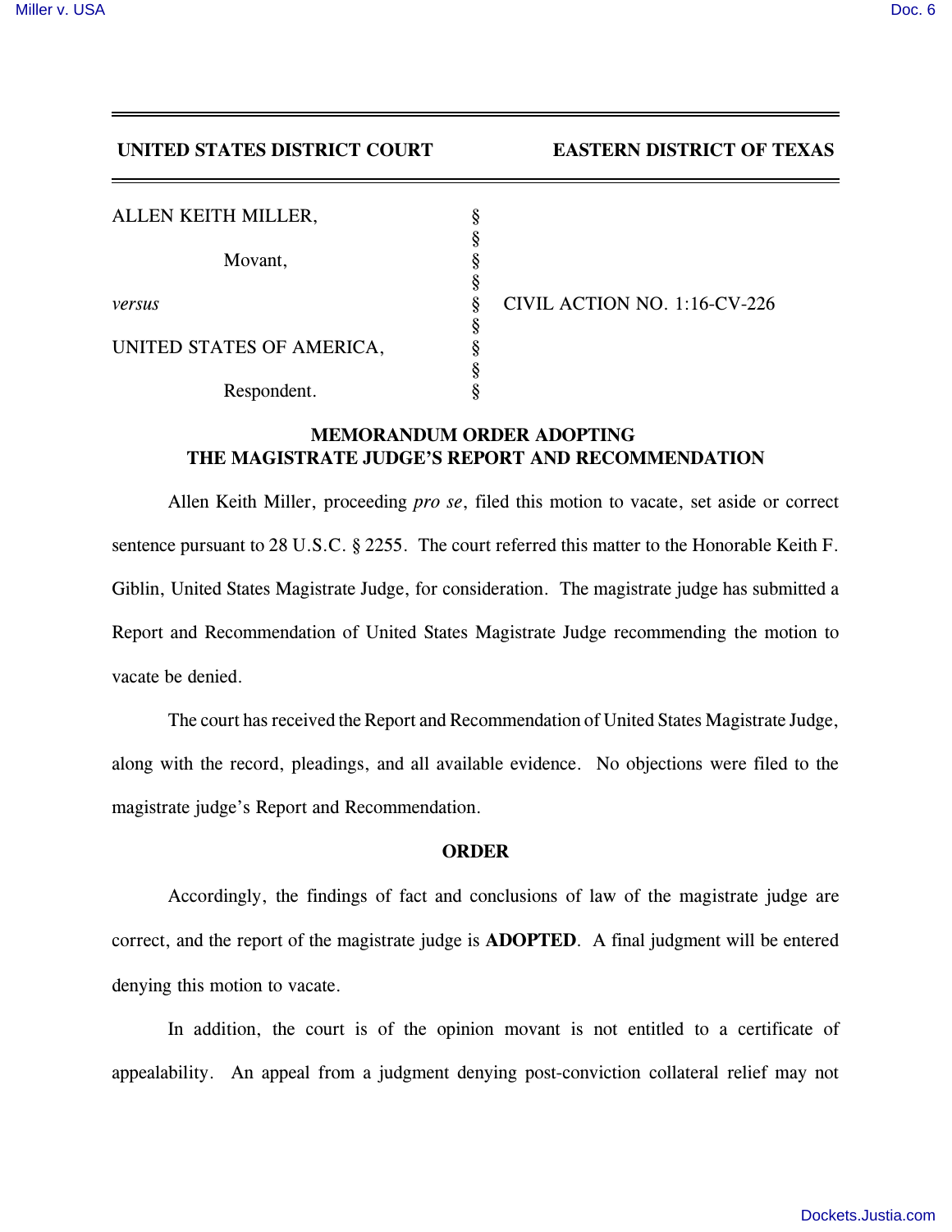**UNITED STATES DISTRICT COURT EASTERN DISTRICT OF TEXAS**

| | | |
|---|---|---|
| ALLEN KEITH MILLER, | § | |
| | § | |
| Movant, | § | |
| | § | |
| *versus* | § | CIVIL ACTION NO. 1:16-CV-226 |
| | § | |
| UNITED STATES OF AMERICA, | § | |
| | § | |
| Respondent. | § | |

## MEMORANDUM ORDER ADOPTING THE MAGISTRATE JUDGE'S REPORT AND RECOMMENDATION

Allen Keith Miller, proceeding *pro se*, filed this motion to vacate, set aside or correct sentence pursuant to 28 U.S.C. § 2255. The court referred this matter to the Honorable Keith F. Giblin, United States Magistrate Judge, for consideration. The magistrate judge has submitted a Report and Recommendation of United States Magistrate Judge recommending the motion to vacate be denied.

The court has received the Report and Recommendation of United States Magistrate Judge, along with the record, pleadings, and all available evidence. No objections were filed to the magistrate judge's Report and Recommendation.

## ORDER

Accordingly, the findings of fact and conclusions of law of the magistrate judge are correct, and the report of the magistrate judge is **ADOPTED**. A final judgment will be entered denying this motion to vacate.

In addition, the court is of the opinion movant is not entitled to a certificate of appealability. An appeal from a judgment denying post-conviction collateral relief may not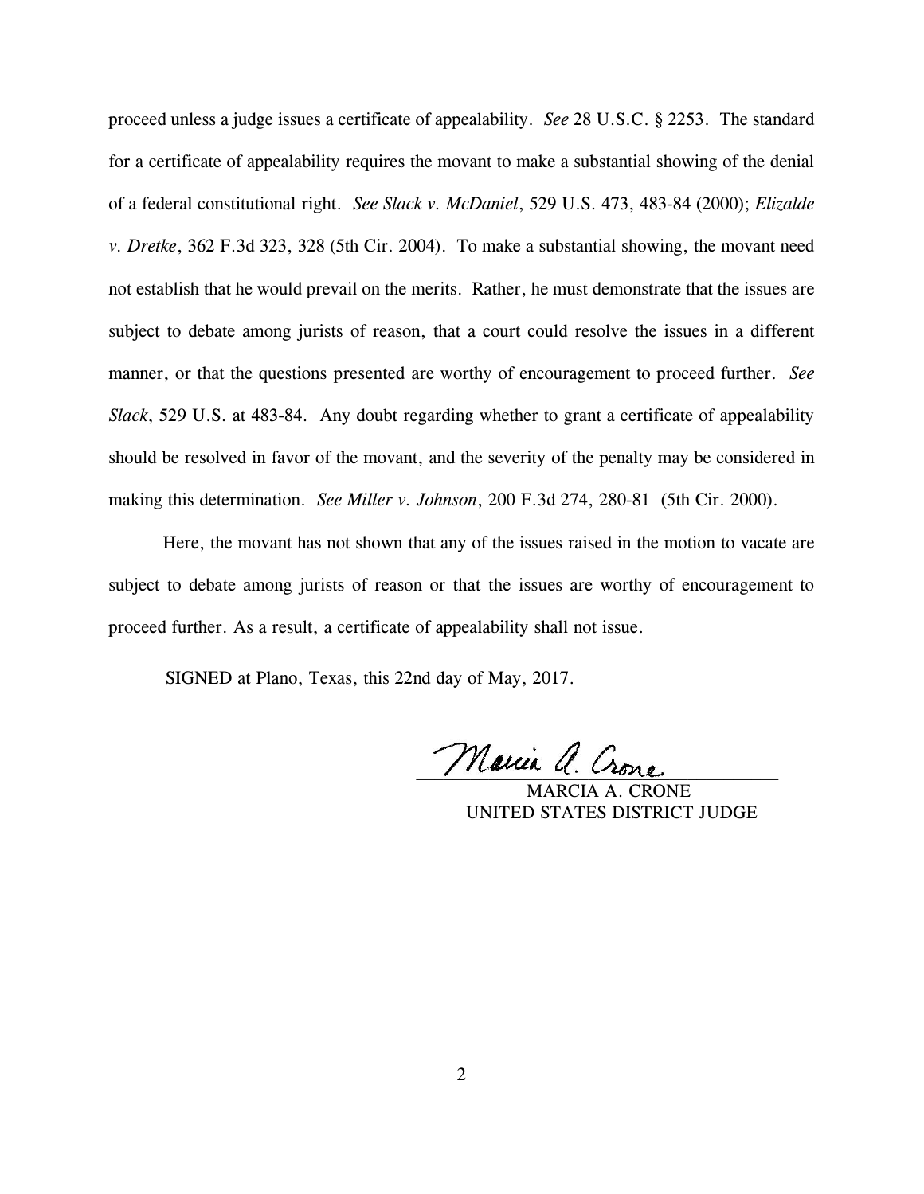proceed unless a judge issues a certificate of appealability. *See* 28 U.S.C. § 2253. The standard for a certificate of appealability requires the movant to make a substantial showing of the denial of a federal constitutional right. *See Slack v. McDaniel*, 529 U.S. 473, 483-84 (2000); *Elizalde v. Dretke*, 362 F.3d 323, 328 (5th Cir. 2004). To make a substantial showing, the movant need not establish that he would prevail on the merits. Rather, he must demonstrate that the issues are subject to debate among jurists of reason, that a court could resolve the issues in a different manner, or that the questions presented are worthy of encouragement to proceed further. *See Slack*, 529 U.S. at 483-84. Any doubt regarding whether to grant a certificate of appealability should be resolved in favor of the movant, and the severity of the penalty may be considered in making this determination. *See Miller v. Johnson*, 200 F.3d 274, 280-81 (5th Cir. 2000).

Here, the movant has not shown that any of the issues raised in the motion to vacate are subject to debate among jurists of reason or that the issues are worthy of encouragement to proceed further. As a result, a certificate of appealability shall not issue.

SIGNED at Plano, Texas, this 22nd day of May, 2017.

Marcia A. Crone

MARCIA A. CRONE
UNITED STATES DISTRICT JUDGE